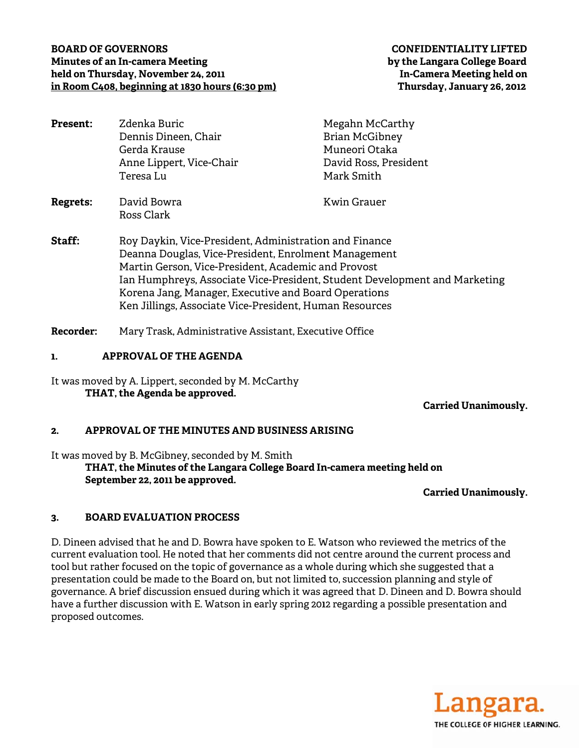**BOARD OF GOVERNORS**
**Minutes of an In-camera Meeting**
**held on Thursday, November 24, 2011**
**in Room C408, beginning at 1830 hours (6:30 pm)**

**CONFIDENTIALITY LIFTED**
**by the Langara College Board**
**In-Camera Meeting held on**
**Thursday, January 26, 2012**

**Present:**
Zdenka Buric
Dennis Dineen, Chair
Gerda Krause
Anne Lippert, Vice-Chair
Teresa Lu
Megahn McCarthy
Brian McGibney
Muneori Otaka
David Ross, President
Mark Smith

**Regrets:**
David Bowra
Ross Clark
Kwin Grauer

**Staff:**
Roy Daykin, Vice-President, Administration and Finance
Deanna Douglas, Vice-President, Enrolment Management
Martin Gerson, Vice-President, Academic and Provost
Ian Humphreys, Associate Vice-President, Student Development and Marketing
Korena Jang, Manager, Executive and Board Operations
Ken Jillings, Associate Vice-President, Human Resources

**Recorder:** Mary Trask, Administrative Assistant, Executive Office

## 1. APPROVAL OF THE AGENDA

It was moved by A. Lippert, seconded by M. McCarthy
**THAT, the Agenda be approved.**

**Carried Unanimously.**

## 2. APPROVAL OF THE MINUTES AND BUSINESS ARISING

It was moved by B. McGibney, seconded by M. Smith
**THAT, the Minutes of the Langara College Board In-camera meeting held on September 22, 2011 be approved.**

**Carried Unanimously.**

## 3. BOARD EVALUATION PROCESS

D. Dineen advised that he and D. Bowra have spoken to E. Watson who reviewed the metrics of the current evaluation tool. He noted that her comments did not centre around the current process and tool but rather focused on the topic of governance as a whole during which she suggested that a presentation could be made to the Board on, but not limited to, succession planning and style of governance. A brief discussion ensued during which it was agreed that D. Dineen and D. Bowra should have a further discussion with E. Watson in early spring 2012 regarding a possible presentation and proposed outcomes.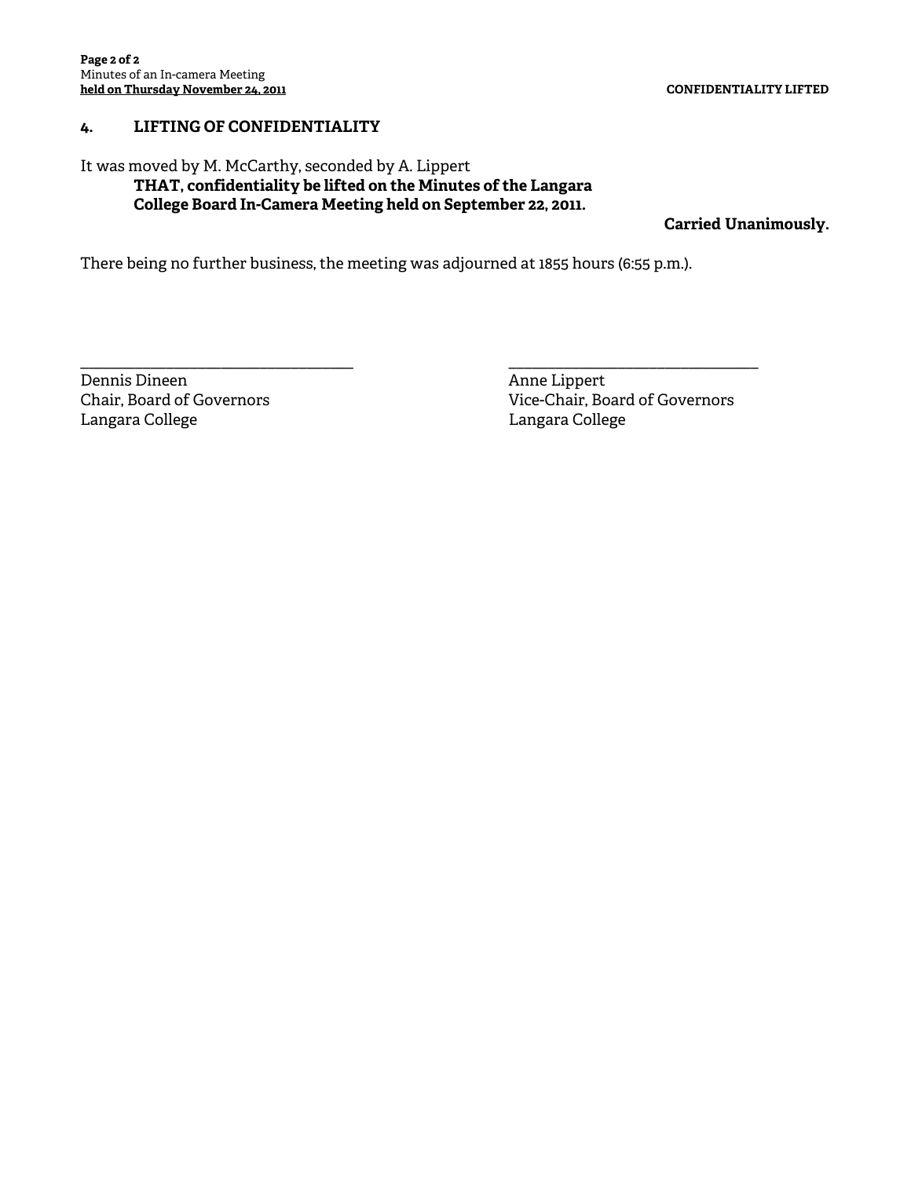## 4. LIFTING OF CONFIDENTIALITY

It was moved by M. McCarthy, seconded by A. Lippert

> **THAT, confidentiality be lifted on the Minutes of the Langara College Board In-Camera Meeting held on September 22, 2011.**

**Carried Unanimously.**

There being no further business, the meeting was adjourned at 1855 hours (6:55 p.m.).

\_\_\_\_\_\_\_\_\_\_\_\_\_\_\_\_\_\_\_\_\_\_\_\_\_\_\_\_\_\_\_\_
Dennis Dineen
Chair, Board of Governors
Langara College

\_\_\_\_\_\_\_\_\_\_\_\_\_\_\_\_\_\_\_\_\_\_\_\_\_\_\_\_\_\_\_\_
Anne Lippert
Vice-Chair, Board of Governors
Langara College